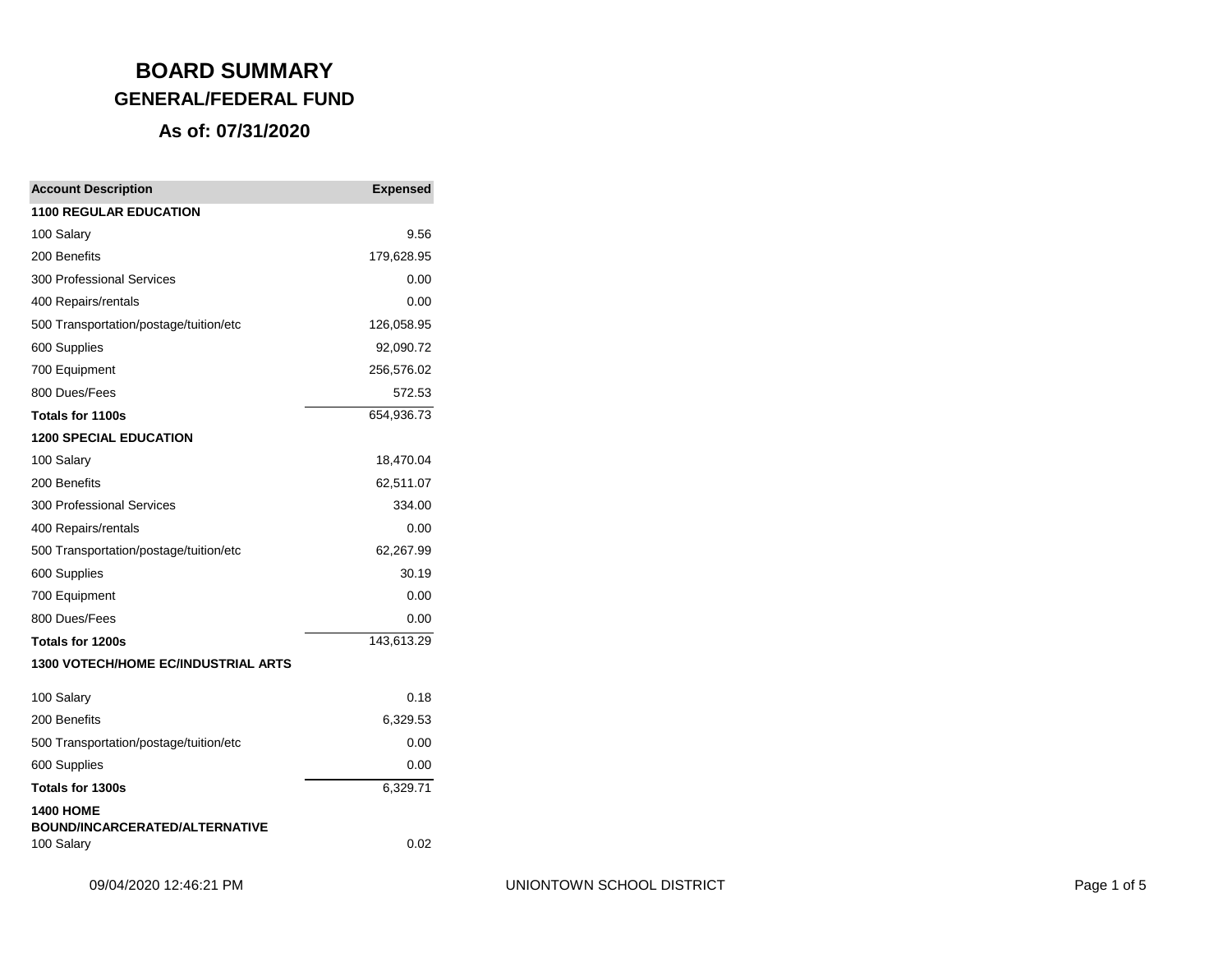# BOARD SUMMARY

## GENERAL/FEDERAL FUND

### As of: 07/31/2020

| Account Description | Expensed |
|---|---|
| **1100 REGULAR EDUCATION** | |
| 100 Salary | 9.56 |
| 200 Benefits | 179,628.95 |
| 300 Professional Services | 0.00 |
| 400 Repairs/rentals | 0.00 |
| 500 Transportation/postage/tuition/etc | 126,058.95 |
| 600 Supplies | 92,090.72 |
| 700 Equipment | 256,576.02 |
| 800 Dues/Fees | 572.53 |
| **Totals for 1100s** | 654,936.73 |
| **1200 SPECIAL EDUCATION** | |
| 100 Salary | 18,470.04 |
| 200 Benefits | 62,511.07 |
| 300 Professional Services | 334.00 |
| 400 Repairs/rentals | 0.00 |
| 500 Transportation/postage/tuition/etc | 62,267.99 |
| 600 Supplies | 30.19 |
| 700 Equipment | 0.00 |
| 800 Dues/Fees | 0.00 |
| **Totals for 1200s** | 143,613.29 |
| **1300 VOTECH/HOME EC/INDUSTRIAL ARTS** | |
| 100 Salary | 0.18 |
| 200 Benefits | 6,329.53 |
| 500 Transportation/postage/tuition/etc | 0.00 |
| 600 Supplies | 0.00 |
| **Totals for 1300s** | 6,329.71 |
| **1400 HOME BOUND/INCARCERATED/ALTERNATIVE** | |
| 100 Salary | 0.02 |

09/04/2020 12:46:21 PM UNIONTOWN SCHOOL DISTRICT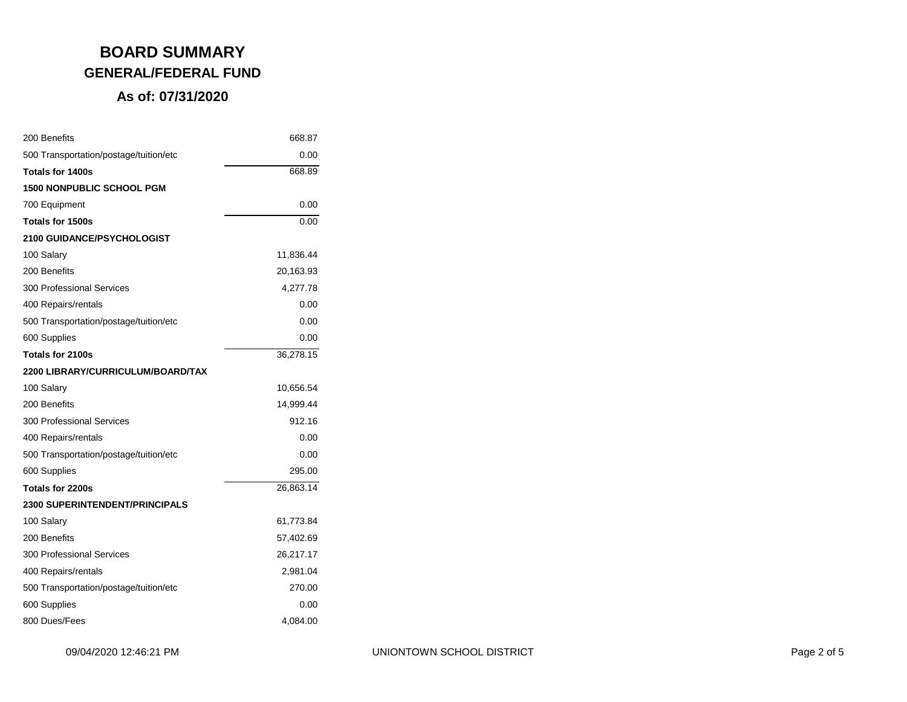# BOARD SUMMARY

## GENERAL/FEDERAL FUND

### As of: 07/31/2020

| | |
|---|---:|
| 200 Benefits | 668.87 |
| 500 Transportation/postage/tuition/etc | 0.00 |
| **Totals for 1400s** | 668.89 |
| **1500 NONPUBLIC SCHOOL PGM** | |
| 700 Equipment | 0.00 |
| **Totals for 1500s** | 0.00 |
| **2100 GUIDANCE/PSYCHOLOGIST** | |
| 100 Salary | 11,836.44 |
| 200 Benefits | 20,163.93 |
| 300 Professional Services | 4,277.78 |
| 400 Repairs/rentals | 0.00 |
| 500 Transportation/postage/tuition/etc | 0.00 |
| 600 Supplies | 0.00 |
| **Totals for 2100s** | 36,278.15 |
| **2200 LIBRARY/CURRICULUM/BOARD/TAX** | |
| 100 Salary | 10,656.54 |
| 200 Benefits | 14,999.44 |
| 300 Professional Services | 912.16 |
| 400 Repairs/rentals | 0.00 |
| 500 Transportation/postage/tuition/etc | 0.00 |
| 600 Supplies | 295.00 |
| **Totals for 2200s** | 26,863.14 |
| **2300 SUPERINTENDENT/PRINCIPALS** | |
| 100 Salary | 61,773.84 |
| 200 Benefits | 57,402.69 |
| 300 Professional Services | 26,217.17 |
| 400 Repairs/rentals | 2,981.04 |
| 500 Transportation/postage/tuition/etc | 270.00 |
| 600 Supplies | 0.00 |
| 800 Dues/Fees | 4,084.00 |

09/04/2020 12:46:21 PM UNIONTOWN SCHOOL DISTRICT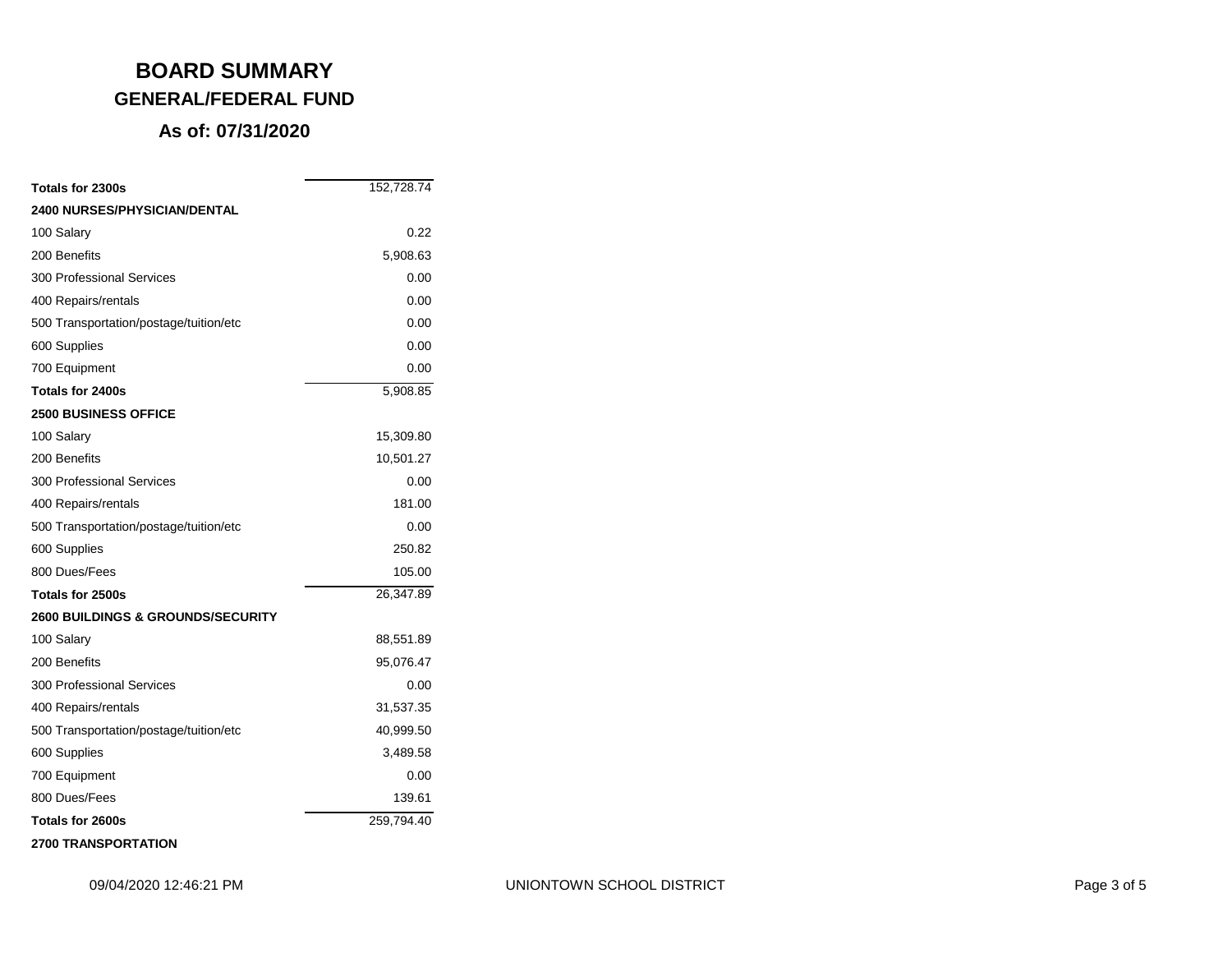# BOARD SUMMARY

## GENERAL/FEDERAL FUND

### As of: 07/31/2020

| | |
|---|---:|
| **Totals for 2300s** | 152,728.74 |
| **2400 NURSES/PHYSICIAN/DENTAL** | |
| 100 Salary | 0.22 |
| 200 Benefits | 5,908.63 |
| 300 Professional Services | 0.00 |
| 400 Repairs/rentals | 0.00 |
| 500 Transportation/postage/tuition/etc | 0.00 |
| 600 Supplies | 0.00 |
| 700 Equipment | 0.00 |
| **Totals for 2400s** | 5,908.85 |
| **2500 BUSINESS OFFICE** | |
| 100 Salary | 15,309.80 |
| 200 Benefits | 10,501.27 |
| 300 Professional Services | 0.00 |
| 400 Repairs/rentals | 181.00 |
| 500 Transportation/postage/tuition/etc | 0.00 |
| 600 Supplies | 250.82 |
| 800 Dues/Fees | 105.00 |
| **Totals for 2500s** | 26,347.89 |
| **2600 BUILDINGS & GROUNDS/SECURITY** | |
| 100 Salary | 88,551.89 |
| 200 Benefits | 95,076.47 |
| 300 Professional Services | 0.00 |
| 400 Repairs/rentals | 31,537.35 |
| 500 Transportation/postage/tuition/etc | 40,999.50 |
| 600 Supplies | 3,489.58 |
| 700 Equipment | 0.00 |
| 800 Dues/Fees | 139.61 |
| **Totals for 2600s** | 259,794.40 |
| **2700 TRANSPORTATION** | |

09/04/2020 12:46:21 PM UNIONTOWN SCHOOL DISTRICT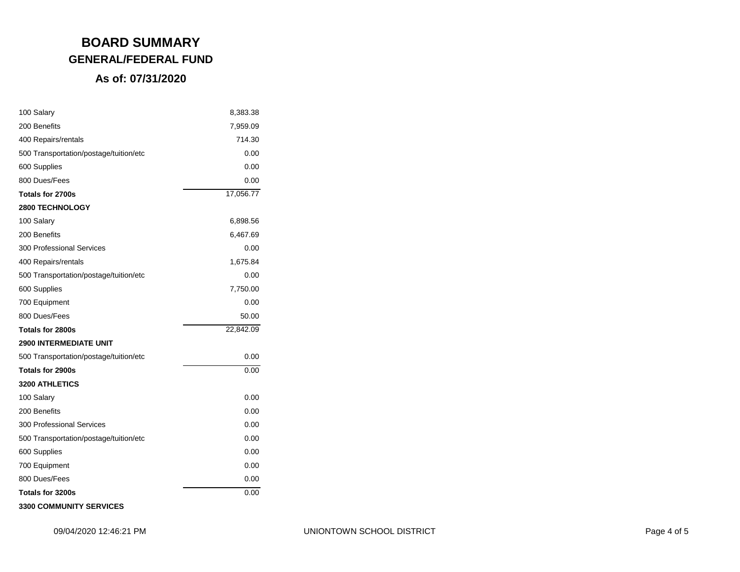# BOARD SUMMARY

## GENERAL/FEDERAL FUND

### As of: 07/31/2020

| | |
|---|---:|
| 100 Salary | 8,383.38 |
| 200 Benefits | 7,959.09 |
| 400 Repairs/rentals | 714.30 |
| 500 Transportation/postage/tuition/etc | 0.00 |
| 600 Supplies | 0.00 |
| 800 Dues/Fees | 0.00 |
| **Totals for 2700s** | 17,056.77 |
| **2800 TECHNOLOGY** | |
| 100 Salary | 6,898.56 |
| 200 Benefits | 6,467.69 |
| 300 Professional Services | 0.00 |
| 400 Repairs/rentals | 1,675.84 |
| 500 Transportation/postage/tuition/etc | 0.00 |
| 600 Supplies | 7,750.00 |
| 700 Equipment | 0.00 |
| 800 Dues/Fees | 50.00 |
| **Totals for 2800s** | 22,842.09 |
| **2900 INTERMEDIATE UNIT** | |
| 500 Transportation/postage/tuition/etc | 0.00 |
| **Totals for 2900s** | 0.00 |
| **3200 ATHLETICS** | |
| 100 Salary | 0.00 |
| 200 Benefits | 0.00 |
| 300 Professional Services | 0.00 |
| 500 Transportation/postage/tuition/etc | 0.00 |
| 600 Supplies | 0.00 |
| 700 Equipment | 0.00 |
| 800 Dues/Fees | 0.00 |
| **Totals for 3200s** | 0.00 |
| **3300 COMMUNITY SERVICES** | |

09/04/2020 12:46:21 PM UNIONTOWN SCHOOL DISTRICT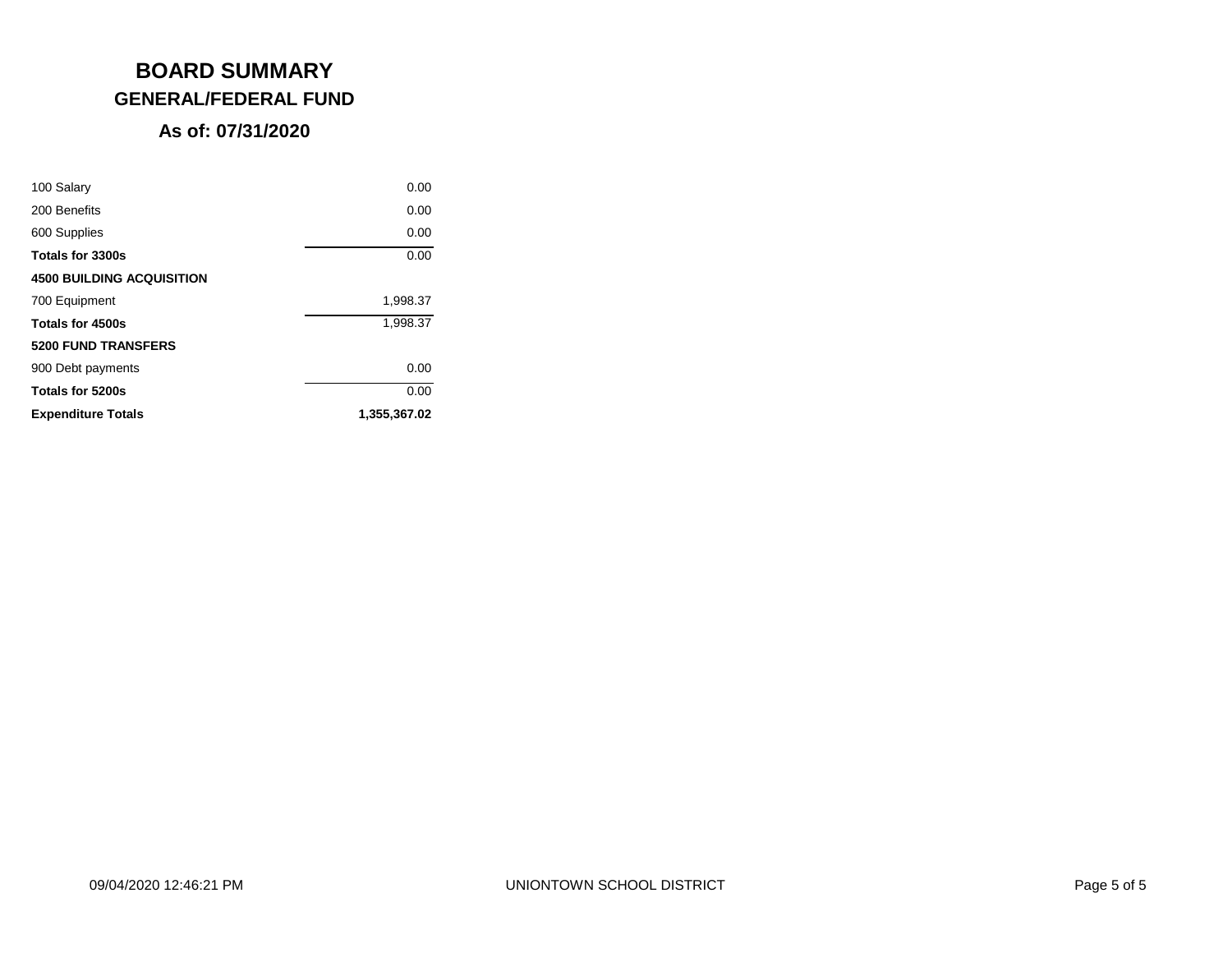# BOARD SUMMARY

## GENERAL/FEDERAL FUND

### As of: 07/31/2020

| | |
|---|---|
| 100 Salary | 0.00 |
| 200 Benefits | 0.00 |
| 600 Supplies | 0.00 |
| **Totals for 3300s** | 0.00 |
| **4500 BUILDING ACQUISITION** | |
| 700 Equipment | 1,998.37 |
| **Totals for 4500s** | 1,998.37 |
| **5200 FUND TRANSFERS** | |
| 900 Debt payments | 0.00 |
| **Totals for 5200s** | 0.00 |
| **Expenditure Totals** | **1,355,367.02** |

09/04/2020 12:46:21 PM UNIONTOWN SCHOOL DISTRICT